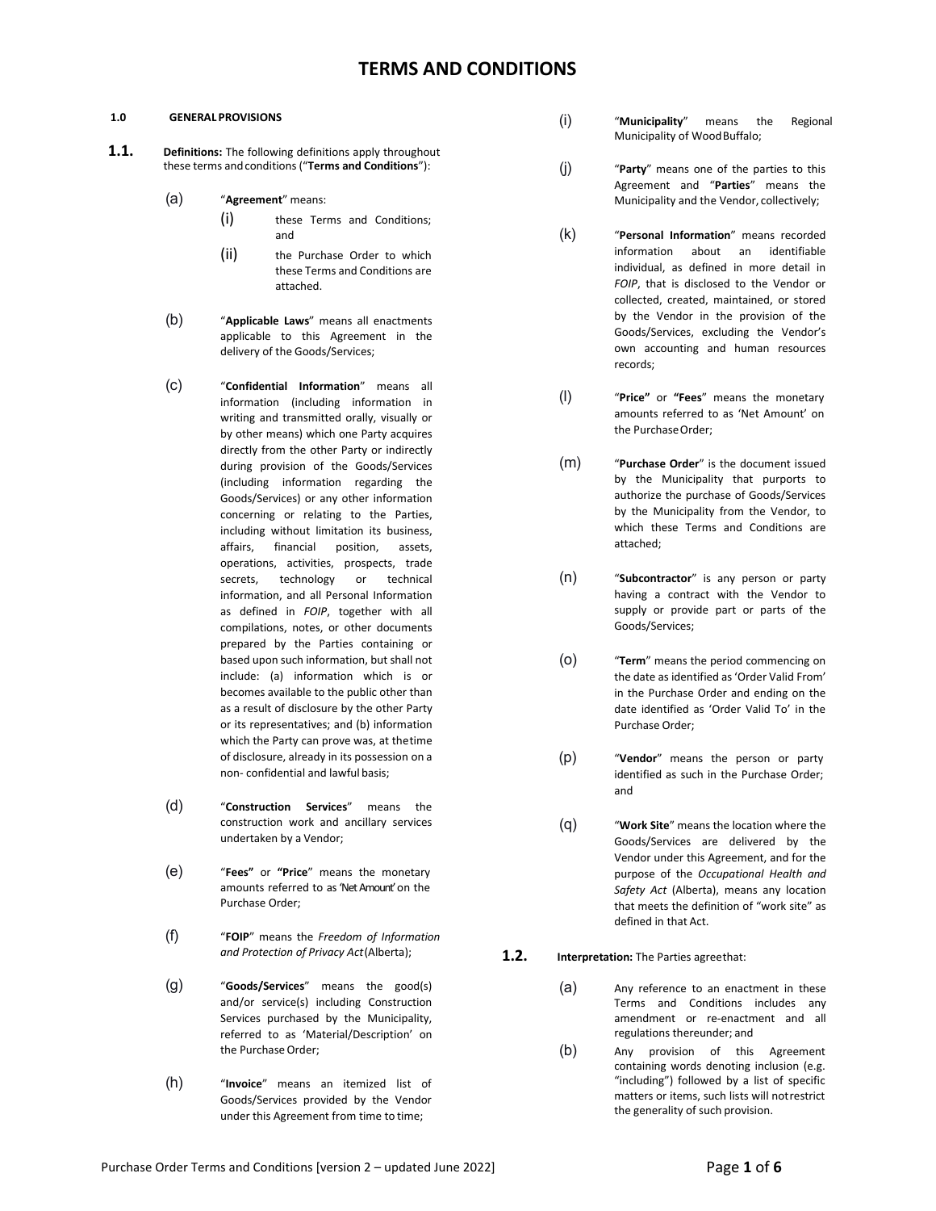# TERMS AND CONDITIONS

**1.0 GENERAL PROVISIONS**

**1.1. Definitions:** The following definitions apply throughout these terms and conditions ("**Terms and Conditions**"):

(a) "**Agreement**" means:

(i) these Terms and Conditions; and

(ii) the Purchase Order to which these Terms and Conditions are attached.

(b) "**Applicable Laws**" means all enactments applicable to this Agreement in the delivery of the Goods/Services;

(c) "**Confidential Information**" means all information (including information in writing and transmitted orally, visually or by other means) which one Party acquires directly from the other Party or indirectly during provision of the Goods/Services (including information regarding the Goods/Services) or any other information concerning or relating to the Parties, including without limitation its business, affairs, financial position, assets, operations, activities, prospects, trade secrets, technology or technical information, and all Personal Information as defined in *FOIP*, together with all compilations, notes, or other documents prepared by the Parties containing or based upon such information, but shall not include: (a) information which is or becomes available to the public other than as a result of disclosure by the other Party or its representatives; and (b) information which the Party can prove was, at the time of disclosure, already in its possession on a non- confidential and lawful basis;

(d) "**Construction Services**" means the construction work and ancillary services undertaken by a Vendor;

(e) "**Fees**" or "**Price**" means the monetary amounts referred to as 'Net Amount' on the Purchase Order;

(f) "**FOIP**" means the *Freedom of Information and Protection of Privacy Act* (Alberta);

(g) "**Goods/Services**" means the good(s) and/or service(s) including Construction Services purchased by the Municipality, referred to as 'Material/Description' on the Purchase Order;

(h) "**Invoice**" means an itemized list of Goods/Services provided by the Vendor under this Agreement from time to time;

(i) "**Municipality**" means the Regional Municipality of Wood Buffalo;

(j) "**Party**" means one of the parties to this Agreement and "**Parties**" means the Municipality and the Vendor, collectively;

(k) "**Personal Information**" means recorded information about an identifiable individual, as defined in more detail in *FOIP*, that is disclosed to the Vendor or collected, created, maintained, or stored by the Vendor in the provision of the Goods/Services, excluding the Vendor's own accounting and human resources records;

(l) "**Price**" or "**Fees**" means the monetary amounts referred to as 'Net Amount' on the Purchase Order;

(m) "**Purchase Order**" is the document issued by the Municipality that purports to authorize the purchase of Goods/Services by the Municipality from the Vendor, to which these Terms and Conditions are attached;

(n) "**Subcontractor**" is any person or party having a contract with the Vendor to supply or provide part or parts of the Goods/Services;

(o) "**Term**" means the period commencing on the date as identified as 'Order Valid From' in the Purchase Order and ending on the date identified as 'Order Valid To' in the Purchase Order;

(p) "**Vendor**" means the person or party identified as such in the Purchase Order; and

(q) "**Work Site**" means the location where the Goods/Services are delivered by the Vendor under this Agreement, and for the purpose of the *Occupational Health and Safety Act* (Alberta), means any location that meets the definition of "work site" as defined in that Act.

**1.2. Interpretation:** The Parties agree that:

(a) Any reference to an enactment in these Terms and Conditions includes any amendment or re-enactment and all regulations thereunder; and

(b) Any provision of this Agreement containing words denoting inclusion (e.g. "including") followed by a list of specific matters or items, such lists will not restrict the generality of such provision.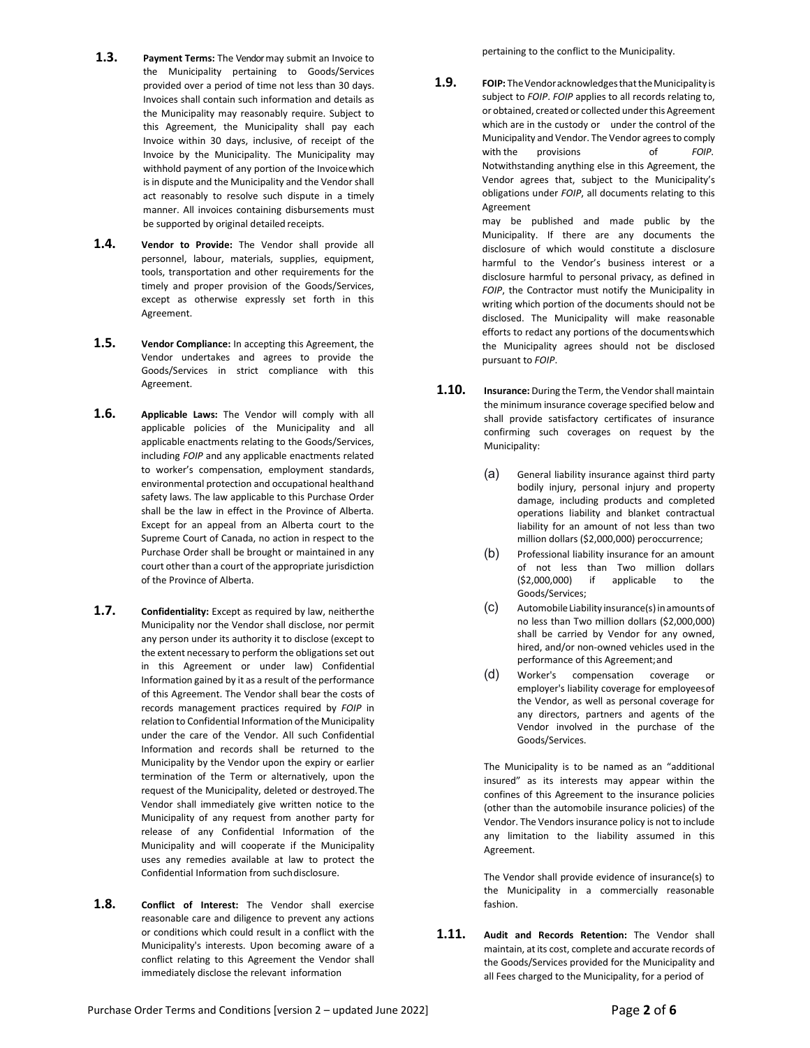**1.3. Payment Terms:** The Vendor may submit an Invoice to the Municipality pertaining to Goods/Services provided over a period of time not less than 30 days. Invoices shall contain such information and details as the Municipality may reasonably require. Subject to this Agreement, the Municipality shall pay each Invoice within 30 days, inclusive, of receipt of the Invoice by the Municipality. The Municipality may withhold payment of any portion of the Invoice which is in dispute and the Municipality and the Vendor shall act reasonably to resolve such dispute in a timely manner. All invoices containing disbursements must be supported by original detailed receipts.

**1.4. Vendor to Provide:** The Vendor shall provide all personnel, labour, materials, supplies, equipment, tools, transportation and other requirements for the timely and proper provision of the Goods/Services, except as otherwise expressly set forth in this Agreement.

**1.5. Vendor Compliance:** In accepting this Agreement, the Vendor undertakes and agrees to provide the Goods/Services in strict compliance with this Agreement.

**1.6. Applicable Laws:** The Vendor will comply with all applicable policies of the Municipality and all applicable enactments relating to the Goods/Services, including *FOIP* and any applicable enactments related to worker's compensation, employment standards, environmental protection and occupational health and safety laws. The law applicable to this Purchase Order shall be the law in effect in the Province of Alberta. Except for an appeal from an Alberta court to the Supreme Court of Canada, no action in respect to the Purchase Order shall be brought or maintained in any court other than a court of the appropriate jurisdiction of the Province of Alberta.

**1.7. Confidentiality:** Except as required by law, neither the Municipality nor the Vendor shall disclose, nor permit any person under its authority it to disclose (except to the extent necessary to perform the obligations set out in this Agreement or under law) Confidential Information gained by it as a result of the performance of this Agreement. The Vendor shall bear the costs of records management practices required by *FOIP* in relation to Confidential Information of the Municipality under the care of the Vendor. All such Confidential Information and records shall be returned to the Municipality by the Vendor upon the expiry or earlier termination of the Term or alternatively, upon the request of the Municipality, deleted or destroyed. The Vendor shall immediately give written notice to the Municipality of any request from another party for release of any Confidential Information of the Municipality and will cooperate if the Municipality uses any remedies available at law to protect the Confidential Information from such disclosure.

**1.8. Conflict of Interest:** The Vendor shall exercise reasonable care and diligence to prevent any actions or conditions which could result in a conflict with the Municipality's interests. Upon becoming aware of a conflict relating to this Agreement the Vendor shall immediately disclose the relevant information pertaining to the conflict to the Municipality.

**1.9. FOIP:** The Vendor acknowledges that the Municipality is subject to *FOIP*. *FOIP* applies to all records relating to, or obtained, created or collected under this Agreement which are in the custody or under the control of the Municipality and Vendor. The Vendor agrees to comply with the provisions of *FOIP*. Notwithstanding anything else in this Agreement, the Vendor agrees that, subject to the Municipality's obligations under *FOIP*, all documents relating to this Agreement may be published and made public by the Municipality. If there are any documents the disclosure of which would constitute a disclosure harmful to the Vendor's business interest or a disclosure harmful to personal privacy, as defined in *FOIP*, the Contractor must notify the Municipality in writing which portion of the documents should not be disclosed. The Municipality will make reasonable efforts to redact any portions of the documents which the Municipality agrees should not be disclosed pursuant to *FOIP*.

**1.10. Insurance:** During the Term, the Vendor shall maintain the minimum insurance coverage specified below and shall provide satisfactory certificates of insurance confirming such coverages on request by the Municipality:

(a) General liability insurance against third party bodily injury, personal injury and property damage, including products and completed operations liability and blanket contractual liability for an amount of not less than two million dollars ($2,000,000) per occurrence;

(b) Professional liability insurance for an amount of not less than Two million dollars ($2,000,000) if applicable to the Goods/Services;

(c) Automobile Liability insurance(s) in amounts of no less than Two million dollars ($2,000,000) shall be carried by Vendor for any owned, hired, and/or non-owned vehicles used in the performance of this Agreement; and

(d) Worker's compensation coverage or employer's liability coverage for employees of the Vendor, as well as personal coverage for any directors, partners and agents of the Vendor involved in the purchase of the Goods/Services.

The Municipality is to be named as an "additional insured" as its interests may appear within the confines of this Agreement to the insurance policies (other than the automobile insurance policies) of the Vendor. The Vendors insurance policy is not to include any limitation to the liability assumed in this Agreement.

The Vendor shall provide evidence of insurance(s) to the Municipality in a commercially reasonable fashion.

**1.11. Audit and Records Retention:** The Vendor shall maintain, at its cost, complete and accurate records of the Goods/Services provided for the Municipality and all Fees charged to the Municipality, for a period of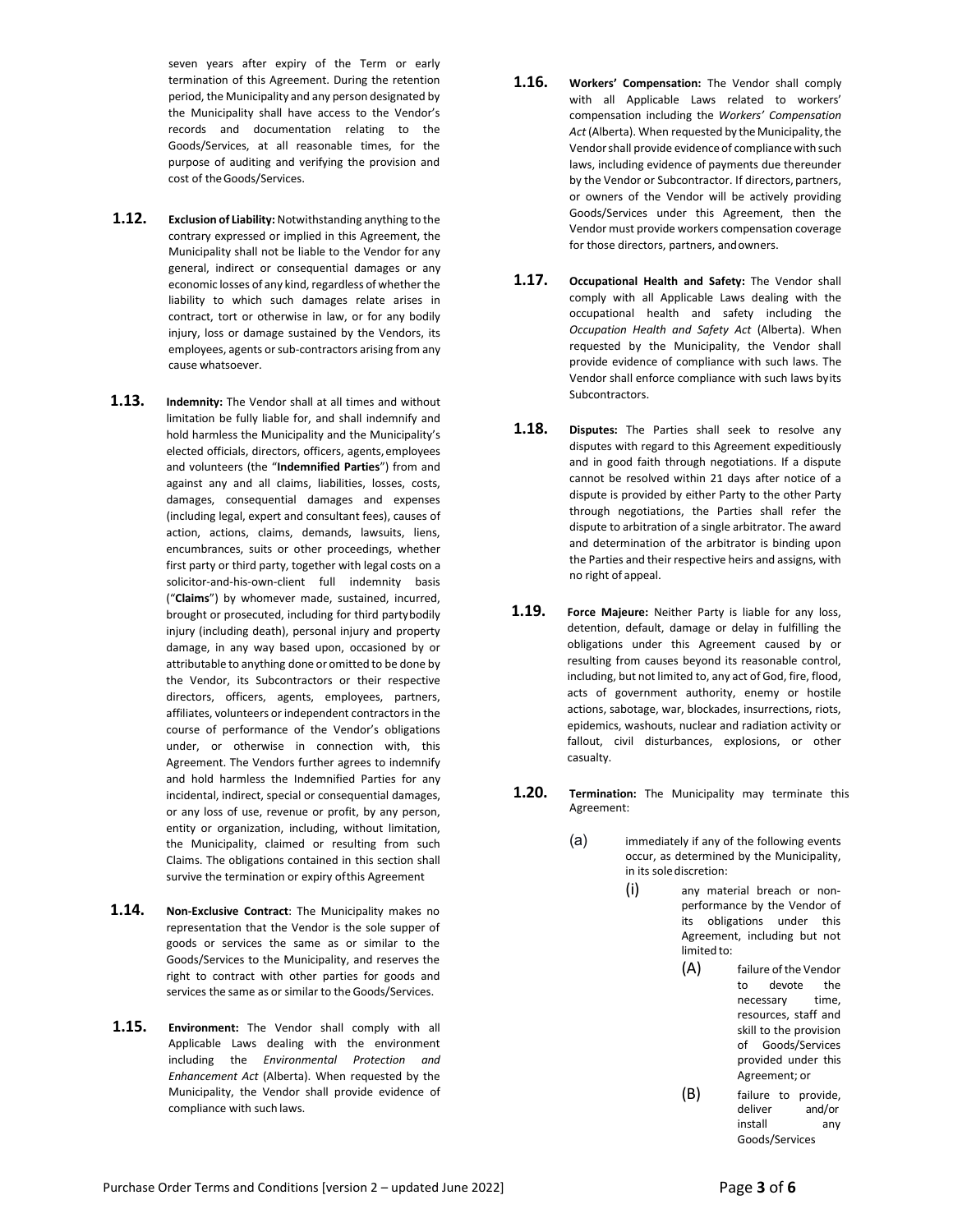seven years after expiry of the Term or early termination of this Agreement. During the retention period, the Municipality and any person designated by the Municipality shall have access to the Vendor's records and documentation relating to the Goods/Services, at all reasonable times, for the purpose of auditing and verifying the provision and cost of the Goods/Services.

**1.12.** **Exclusion of Liability:** Notwithstanding anything to the contrary expressed or implied in this Agreement, the Municipality shall not be liable to the Vendor for any general, indirect or consequential damages or any economic losses of any kind, regardless of whether the liability to which such damages relate arises in contract, tort or otherwise in law, or for any bodily injury, loss or damage sustained by the Vendors, its employees, agents or sub-contractors arising from any cause whatsoever.

**1.13.** **Indemnity:** The Vendor shall at all times and without limitation be fully liable for, and shall indemnify and hold harmless the Municipality and the Municipality's elected officials, directors, officers, agents, employees and volunteers (the "**Indemnified Parties**") from and against any and all claims, liabilities, losses, costs, damages, consequential damages and expenses (including legal, expert and consultant fees), causes of action, actions, claims, demands, lawsuits, liens, encumbrances, suits or other proceedings, whether first party or third party, together with legal costs on a solicitor-and-his-own-client full indemnity basis ("**Claims**") by whomever made, sustained, incurred, brought or prosecuted, including for third party bodily injury (including death), personal injury and property damage, in any way based upon, occasioned by or attributable to anything done or omitted to be done by the Vendor, its Subcontractors or their respective directors, officers, agents, employees, partners, affiliates, volunteers or independent contractors in the course of performance of the Vendor's obligations under, or otherwise in connection with, this Agreement. The Vendors further agrees to indemnify and hold harmless the Indemnified Parties for any incidental, indirect, special or consequential damages, or any loss of use, revenue or profit, by any person, entity or organization, including, without limitation, the Municipality, claimed or resulting from such Claims. The obligations contained in this section shall survive the termination or expiry of this Agreement

**1.14.** **Non-Exclusive Contract**: The Municipality makes no representation that the Vendor is the sole supper of goods or services the same as or similar to the Goods/Services to the Municipality, and reserves the right to contract with other parties for goods and services the same as or similar to the Goods/Services.

**1.15.** **Environment:** The Vendor shall comply with all Applicable Laws dealing with the environment including the *Environmental Protection and Enhancement Act* (Alberta). When requested by the Municipality, the Vendor shall provide evidence of compliance with such laws.

**1.16.** **Workers' Compensation:** The Vendor shall comply with all Applicable Laws related to workers' compensation including the *Workers' Compensation Act* (Alberta). When requested by the Municipality, the Vendor shall provide evidence of compliance with such laws, including evidence of payments due thereunder by the Vendor or Subcontractor. If directors, partners, or owners of the Vendor will be actively providing Goods/Services under this Agreement, then the Vendor must provide workers compensation coverage for those directors, partners, and owners.

**1.17.** **Occupational Health and Safety:** The Vendor shall comply with all Applicable Laws dealing with the occupational health and safety including the *Occupation Health and Safety Act* (Alberta). When requested by the Municipality, the Vendor shall provide evidence of compliance with such laws. The Vendor shall enforce compliance with such laws by its Subcontractors.

**1.18.** **Disputes:** The Parties shall seek to resolve any disputes with regard to this Agreement expeditiously and in good faith through negotiations. If a dispute cannot be resolved within 21 days after notice of a dispute is provided by either Party to the other Party through negotiations, the Parties shall refer the dispute to arbitration of a single arbitrator. The award and determination of the arbitrator is binding upon the Parties and their respective heirs and assigns, with no right of appeal.

**1.19.** **Force Majeure:** Neither Party is liable for any loss, detention, default, damage or delay in fulfilling the obligations under this Agreement caused by or resulting from causes beyond its reasonable control, including, but not limited to, any act of God, fire, flood, acts of government authority, enemy or hostile actions, sabotage, war, blockades, insurrections, riots, epidemics, washouts, nuclear and radiation activity or fallout, civil disturbances, explosions, or other casualty.

**1.20.** **Termination:** The Municipality may terminate this Agreement:

(a) immediately if any of the following events occur, as determined by the Municipality, in its sole discretion:

(i) any material breach or non-performance by the Vendor of its obligations under this Agreement, including but not limited to:

(A) failure of the Vendor to devote the necessary time, resources, staff and skill to the provision of Goods/Services provided under this Agreement; or

(B) failure to provide, deliver and/or install any Goods/Services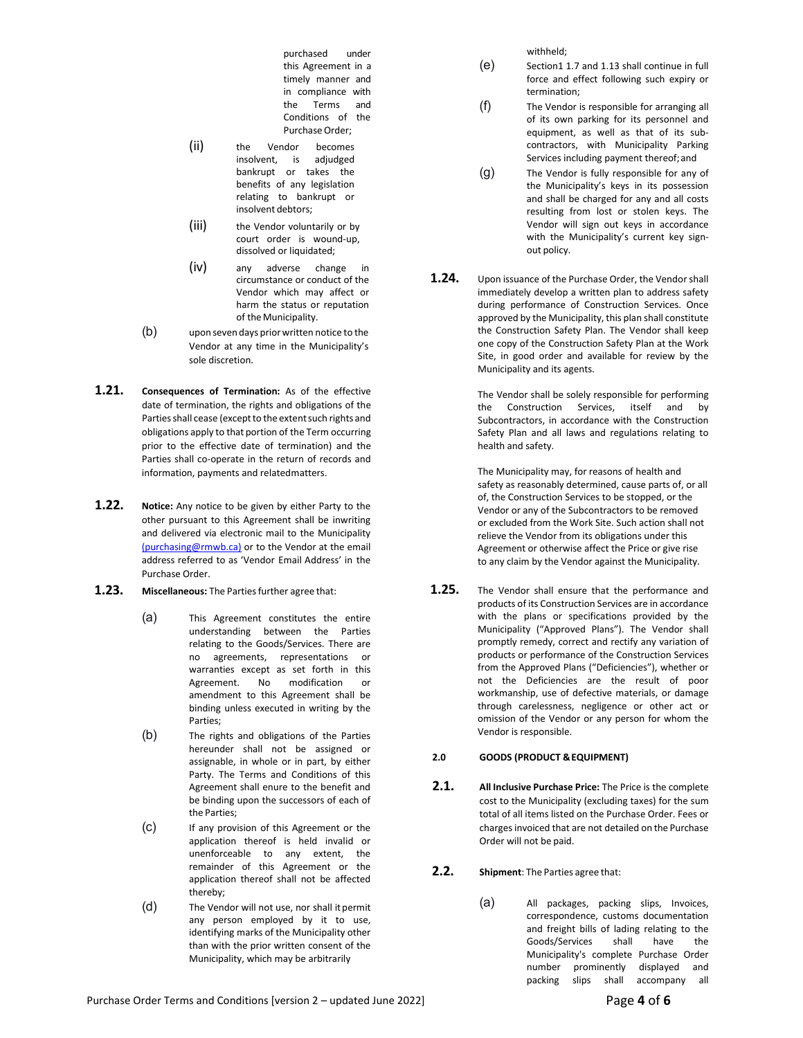purchased under this Agreement in a timely manner and in compliance with the Terms and Conditions of the Purchase Order;

(ii) the Vendor becomes insolvent, is adjudged bankrupt or takes the benefits of any legislation relating to bankrupt or insolvent debtors;

(iii) the Vendor voluntarily or by court order is wound-up, dissolved or liquidated;

(iv) any adverse change in circumstance or conduct of the Vendor which may affect or harm the status or reputation of the Municipality.

(b) upon seven days prior written notice to the Vendor at any time in the Municipality's sole discretion.

**1.21. Consequences of Termination:** As of the effective date of termination, the rights and obligations of the Parties shall cease (except to the extent such rights and obligations apply to that portion of the Term occurring prior to the effective date of termination) and the Parties shall co-operate in the return of records and information, payments and relatedmatters.

**1.22. Notice:** Any notice to be given by either Party to the other pursuant to this Agreement shall be inwriting and delivered via electronic mail to the Municipality (purchasing@rmwb.ca) or to the Vendor at the email address referred to as 'Vendor Email Address' in the Purchase Order.

**1.23. Miscellaneous:** The Parties further agree that:

(a) This Agreement constitutes the entire understanding between the Parties relating to the Goods/Services. There are no agreements, representations or warranties except as set forth in this Agreement. No modification or amendment to this Agreement shall be binding unless executed in writing by the Parties;

(b) The rights and obligations of the Parties hereunder shall not be assigned or assignable, in whole or in part, by either Party. The Terms and Conditions of this Agreement shall enure to the benefit and be binding upon the successors of each of the Parties;

(c) If any provision of this Agreement or the application thereof is held invalid or unenforceable to any extent, the remainder of this Agreement or the application thereof shall not be affected thereby;

(d) The Vendor will not use, nor shall it permit any person employed by it to use, identifying marks of the Municipality other than with the prior written consent of the Municipality, which may be arbitrarily withheld;

(e) Section1 1.7 and 1.13 shall continue in full force and effect following such expiry or termination;

(f) The Vendor is responsible for arranging all of its own parking for its personnel and equipment, as well as that of its sub-contractors, with Municipality Parking Services including payment thereof; and

(g) The Vendor is fully responsible for any of the Municipality's keys in its possession and shall be charged for any and all costs resulting from lost or stolen keys. The Vendor will sign out keys in accordance with the Municipality's current key sign-out policy.

**1.24.** Upon issuance of the Purchase Order, the Vendor shall immediately develop a written plan to address safety during performance of Construction Services. Once approved by the Municipality, this plan shall constitute the Construction Safety Plan. The Vendor shall keep one copy of the Construction Safety Plan at the Work Site, in good order and available for review by the Municipality and its agents.

The Vendor shall be solely responsible for performing the Construction Services, itself and by Subcontractors, in accordance with the Construction Safety Plan and all laws and regulations relating to health and safety.

The Municipality may, for reasons of health and safety as reasonably determined, cause parts of, or all of, the Construction Services to be stopped, or the Vendor or any of the Subcontractors to be removed or excluded from the Work Site. Such action shall not relieve the Vendor from its obligations under this Agreement or otherwise affect the Price or give rise to any claim by the Vendor against the Municipality.

**1.25.** The Vendor shall ensure that the performance and products of its Construction Services are in accordance with the plans or specifications provided by the Municipality ("Approved Plans"). The Vendor shall promptly remedy, correct and rectify any variation of products or performance of the Construction Services from the Approved Plans ("Deficiencies"), whether or not the Deficiencies are the result of poor workmanship, use of defective materials, or damage through carelessness, negligence or other act or omission of the Vendor or any person for whom the Vendor is responsible.

## 2.0 GOODS (PRODUCT & EQUIPMENT)

**2.1. All Inclusive Purchase Price:** The Price is the complete cost to the Municipality (excluding taxes) for the sum total of all items listed on the Purchase Order. Fees or charges invoiced that are not detailed on the Purchase Order will not be paid.

**2.2. Shipment**: The Parties agree that:

(a) All packages, packing slips, Invoices, correspondence, customs documentation and freight bills of lading relating to the Goods/Services shall have the Municipality's complete Purchase Order number prominently displayed and packing slips shall accompany all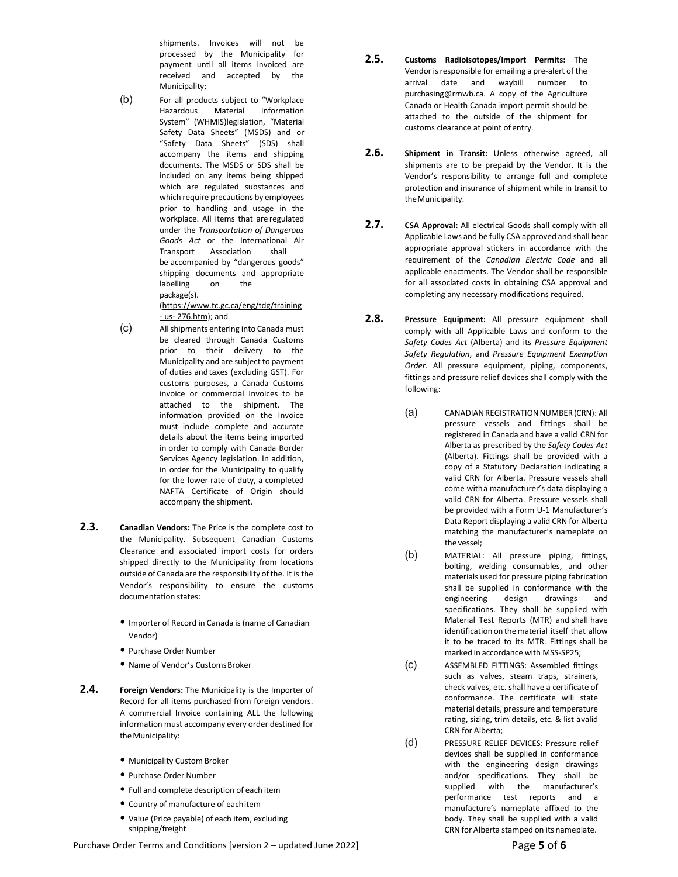shipments. Invoices will not be processed by the Municipality for payment until all items invoiced are received and accepted by the Municipality;

(b) For all products subject to "Workplace Hazardous Material Information System" (WHMIS)legislation, "Material Safety Data Sheets" (MSDS) and or "Safety Data Sheets" (SDS) shall accompany the items and shipping documents. The MSDS or SDS shall be included on any items being shipped which are regulated substances and which require precautions by employees prior to handling and usage in the workplace. All items that are regulated under the *Transportation of Dangerous Goods Act* or the International Air Transport Association shall be accompanied by "dangerous goods" shipping documents and appropriate labelling on the package(s). (https://www.tc.gc.ca/eng/tdg/training - us- 276.htm); and

(c) All shipments entering into Canada must be cleared through Canada Customs prior to their delivery to the Municipality and are subject to payment of duties and taxes (excluding GST). For customs purposes, a Canada Customs invoice or commercial Invoices to be attached to the shipment. The information provided on the Invoice must include complete and accurate details about the items being imported in order to comply with Canada Border Services Agency legislation. In addition, in order for the Municipality to qualify for the lower rate of duty, a completed NAFTA Certificate of Origin should accompany the shipment.

**2.3. Canadian Vendors:** The Price is the complete cost to the Municipality. Subsequent Canadian Customs Clearance and associated import costs for orders shipped directly to the Municipality from locations outside of Canada are the responsibility of the. It is the Vendor's responsibility to ensure the customs documentation states:

- Importer of Record in Canada is (name of Canadian Vendor)
- Purchase Order Number
- Name of Vendor's Customs Broker

**2.4. Foreign Vendors:** The Municipality is the Importer of Record for all items purchased from foreign vendors. A commercial Invoice containing ALL the following information must accompany every order destined for the Municipality:

- Municipality Custom Broker
- Purchase Order Number
- Full and complete description of each item
- Country of manufacture of each item
- Value (Price payable) of each item, excluding shipping/freight

**2.5. Customs Radioisotopes/Import Permits:** The Vendor is responsible for emailing a pre-alert of the arrival date and waybill number to purchasing@rmwb.ca. A copy of the Agriculture Canada or Health Canada import permit should be attached to the outside of the shipment for customs clearance at point of entry.

**2.6. Shipment in Transit:** Unless otherwise agreed, all shipments are to be prepaid by the Vendor. It is the Vendor's responsibility to arrange full and complete protection and insurance of shipment while in transit to the Municipality.

**2.7. CSA Approval:** All electrical Goods shall comply with all Applicable Laws and be fully CSA approved and shall bear appropriate approval stickers in accordance with the requirement of the *Canadian Electric Code* and all applicable enactments. The Vendor shall be responsible for all associated costs in obtaining CSA approval and completing any necessary modifications required.

**2.8. Pressure Equipment:** All pressure equipment shall comply with all Applicable Laws and conform to the *Safety Codes Act* (Alberta) and its *Pressure Equipment Safety Regulation*, and *Pressure Equipment Exemption Order*. All pressure equipment, piping, components, fittings and pressure relief devices shall comply with the following:

(a) CANADIAN REGISTRATION NUMBER (CRN): All pressure vessels and fittings shall be registered in Canada and have a valid CRN for Alberta as prescribed by the *Safety Codes Act* (Alberta). Fittings shall be provided with a copy of a Statutory Declaration indicating a valid CRN for Alberta. Pressure vessels shall come with a manufacturer's data displaying a valid CRN for Alberta. Pressure vessels shall be provided with a Form U-1 Manufacturer's Data Report displaying a valid CRN for Alberta matching the manufacturer's nameplate on the vessel;

(b) MATERIAL: All pressure piping, fittings, bolting, welding consumables, and other materials used for pressure piping fabrication shall be supplied in conformance with the engineering design drawings and specifications. They shall be supplied with Material Test Reports (MTR) and shall have identification on the material itself that allow it to be traced to its MTR. Fittings shall be marked in accordance with MSS-SP25;

(c) ASSEMBLED FITTINGS: Assembled fittings such as valves, steam traps, strainers, check valves, etc. shall have a certificate of conformance. The certificate will state material details, pressure and temperature rating, sizing, trim details, etc. & list a valid CRN for Alberta;

(d) PRESSURE RELIEF DEVICES: Pressure relief devices shall be supplied in conformance with the engineering design drawings and/or specifications. They shall be supplied with the manufacturer's performance test reports and a manufacture's nameplate affixed to the body. They shall be supplied with a valid CRN for Alberta stamped on its nameplate.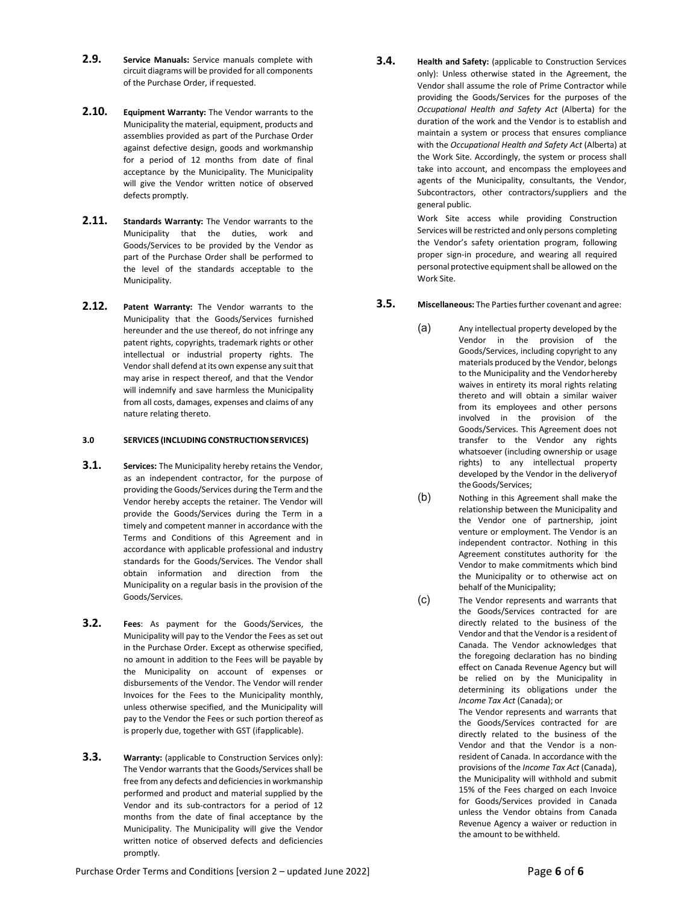**2.9. Service Manuals:** Service manuals complete with circuit diagrams will be provided for all components of the Purchase Order, if requested.

**2.10. Equipment Warranty:** The Vendor warrants to the Municipality the material, equipment, products and assemblies provided as part of the Purchase Order against defective design, goods and workmanship for a period of 12 months from date of final acceptance by the Municipality. The Municipality will give the Vendor written notice of observed defects promptly.

**2.11. Standards Warranty:** The Vendor warrants to the Municipality that the duties, work and Goods/Services to be provided by the Vendor as part of the Purchase Order shall be performed to the level of the standards acceptable to the Municipality.

**2.12. Patent Warranty:** The Vendor warrants to the Municipality that the Goods/Services furnished hereunder and the use thereof, do not infringe any patent rights, copyrights, trademark rights or other intellectual or industrial property rights. The Vendor shall defend at its own expense any suit that may arise in respect thereof, and that the Vendor will indemnify and save harmless the Municipality from all costs, damages, expenses and claims of any nature relating thereto.

#### 3.0 SERVICES (INCLUDING CONSTRUCTION SERVICES)

**3.1. Services:** The Municipality hereby retains the Vendor, as an independent contractor, for the purpose of providing the Goods/Services during the Term and the Vendor hereby accepts the retainer. The Vendor will provide the Goods/Services during the Term in a timely and competent manner in accordance with the Terms and Conditions of this Agreement and in accordance with applicable professional and industry standards for the Goods/Services. The Vendor shall obtain information and direction from the Municipality on a regular basis in the provision of the Goods/Services.

**3.2. Fees**: As payment for the Goods/Services, the Municipality will pay to the Vendor the Fees as set out in the Purchase Order. Except as otherwise specified, no amount in addition to the Fees will be payable by the Municipality on account of expenses or disbursements of the Vendor. The Vendor will render Invoices for the Fees to the Municipality monthly, unless otherwise specified, and the Municipality will pay to the Vendor the Fees or such portion thereof as is properly due, together with GST (if applicable).

**3.3. Warranty:** (applicable to Construction Services only): The Vendor warrants that the Goods/Services shall be free from any defects and deficiencies in workmanship performed and product and material supplied by the Vendor and its sub-contractors for a period of 12 months from the date of final acceptance by the Municipality. The Municipality will give the Vendor written notice of observed defects and deficiencies promptly.

**3.4. Health and Safety:** (applicable to Construction Services only): Unless otherwise stated in the Agreement, the Vendor shall assume the role of Prime Contractor while providing the Goods/Services for the purposes of the *Occupational Health and Safety Act* (Alberta) for the duration of the work and the Vendor is to establish and maintain a system or process that ensures compliance with the *Occupational Health and Safety Act* (Alberta) at the Work Site. Accordingly, the system or process shall take into account, and encompass the employees and agents of the Municipality, consultants, the Vendor, Subcontractors, other contractors/suppliers and the general public.

Work Site access while providing Construction Services will be restricted and only persons completing the Vendor's safety orientation program, following proper sign-in procedure, and wearing all required personal protective equipment shall be allowed on the Work Site.

**3.5. Miscellaneous:** The Parties further covenant and agree:

(a) Any intellectual property developed by the Vendor in the provision of the Goods/Services, including copyright to any materials produced by the Vendor, belongs to the Municipality and the Vendor hereby waives in entirety its moral rights relating thereto and will obtain a similar waiver from its employees and other persons involved in the provision of the Goods/Services. This Agreement does not transfer to the Vendor any rights whatsoever (including ownership or usage rights) to any intellectual property developed by the Vendor in the delivery of the Goods/Services;

(b) Nothing in this Agreement shall make the relationship between the Municipality and the Vendor one of partnership, joint venture or employment. The Vendor is an independent contractor. Nothing in this Agreement constitutes authority for the Vendor to make commitments which bind the Municipality or to otherwise act on behalf of the Municipality;

(c) The Vendor represents and warrants that the Goods/Services contracted for are directly related to the business of the Vendor and that the Vendor is a resident of Canada. The Vendor acknowledges that the foregoing declaration has no binding effect on Canada Revenue Agency but will be relied on by the Municipality in determining its obligations under the *Income Tax Act* (Canada); or

The Vendor represents and warrants that the Goods/Services contracted for are directly related to the business of the Vendor and that the Vendor is a non-resident of Canada. In accordance with the provisions of the *Income Tax Act* (Canada), the Municipality will withhold and submit 15% of the Fees charged on each Invoice for Goods/Services provided in Canada unless the Vendor obtains from Canada Revenue Agency a waiver or reduction in the amount to be withheld.